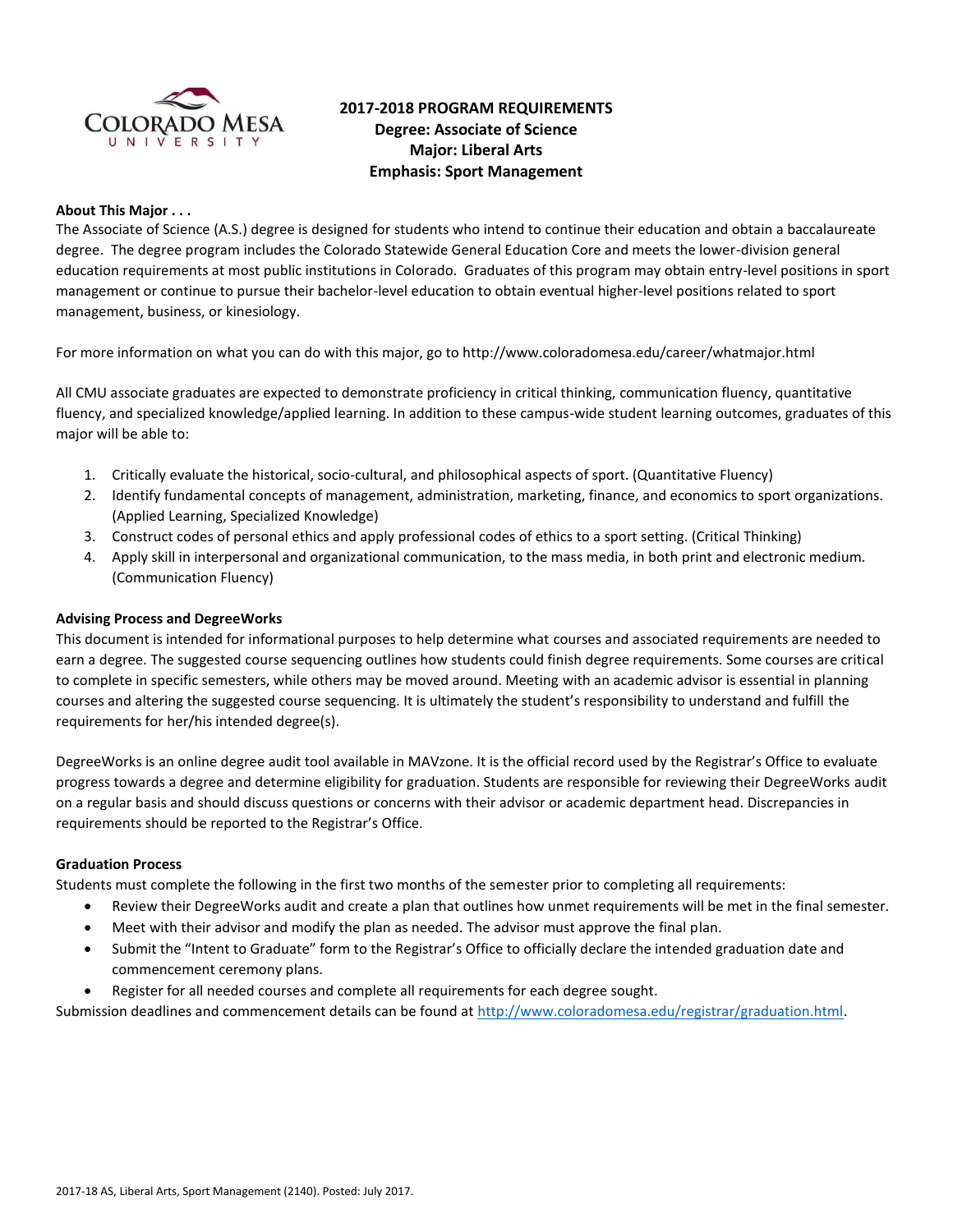# 2017-2018 PROGRAM REQUIREMENTS
## Degree: Associate of Science
## Major: Liberal Arts
## Emphasis: Sport Management

**About This Major . . .**

The Associate of Science (A.S.) degree is designed for students who intend to continue their education and obtain a baccalaureate degree. The degree program includes the Colorado Statewide General Education Core and meets the lower-division general education requirements at most public institutions in Colorado. Graduates of this program may obtain entry-level positions in sport management or continue to pursue their bachelor-level education to obtain eventual higher-level positions related to sport management, business, or kinesiology.

For more information on what you can do with this major, go to http://www.coloradomesa.edu/career/whatmajor.html

All CMU associate graduates are expected to demonstrate proficiency in critical thinking, communication fluency, quantitative fluency, and specialized knowledge/applied learning. In addition to these campus-wide student learning outcomes, graduates of this major will be able to:

1. Critically evaluate the historical, socio-cultural, and philosophical aspects of sport. (Quantitative Fluency)
2. Identify fundamental concepts of management, administration, marketing, finance, and economics to sport organizations. (Applied Learning, Specialized Knowledge)
3. Construct codes of personal ethics and apply professional codes of ethics to a sport setting. (Critical Thinking)
4. Apply skill in interpersonal and organizational communication, to the mass media, in both print and electronic medium. (Communication Fluency)

**Advising Process and DegreeWorks**

This document is intended for informational purposes to help determine what courses and associated requirements are needed to earn a degree. The suggested course sequencing outlines how students could finish degree requirements. Some courses are critical to complete in specific semesters, while others may be moved around. Meeting with an academic advisor is essential in planning courses and altering the suggested course sequencing. It is ultimately the student's responsibility to understand and fulfill the requirements for her/his intended degree(s).

DegreeWorks is an online degree audit tool available in MAVzone. It is the official record used by the Registrar's Office to evaluate progress towards a degree and determine eligibility for graduation. Students are responsible for reviewing their DegreeWorks audit on a regular basis and should discuss questions or concerns with their advisor or academic department head. Discrepancies in requirements should be reported to the Registrar's Office.

**Graduation Process**

Students must complete the following in the first two months of the semester prior to completing all requirements:

- Review their DegreeWorks audit and create a plan that outlines how unmet requirements will be met in the final semester.
- Meet with their advisor and modify the plan as needed. The advisor must approve the final plan.
- Submit the "Intent to Graduate" form to the Registrar's Office to officially declare the intended graduation date and commencement ceremony plans.
- Register for all needed courses and complete all requirements for each degree sought.

Submission deadlines and commencement details can be found at http://www.coloradomesa.edu/registrar/graduation.html.

2017-18 AS, Liberal Arts, Sport Management (2140). Posted: July 2017.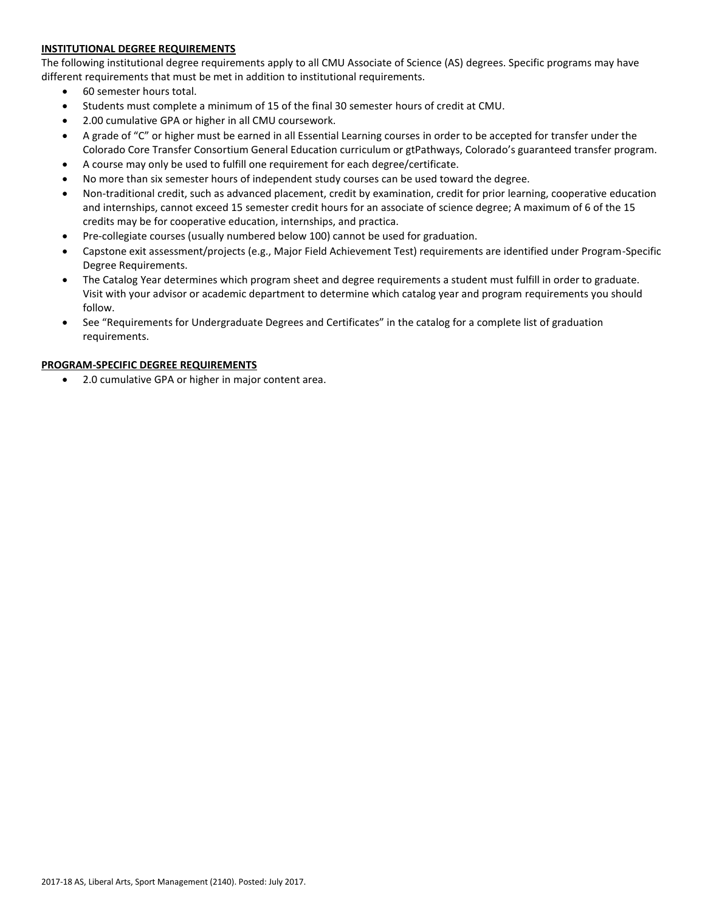## INSTITUTIONAL DEGREE REQUIREMENTS

The following institutional degree requirements apply to all CMU Associate of Science (AS) degrees. Specific programs may have different requirements that must be met in addition to institutional requirements.

- 60 semester hours total.
- Students must complete a minimum of 15 of the final 30 semester hours of credit at CMU.
- 2.00 cumulative GPA or higher in all CMU coursework.
- A grade of "C" or higher must be earned in all Essential Learning courses in order to be accepted for transfer under the Colorado Core Transfer Consortium General Education curriculum or gtPathways, Colorado's guaranteed transfer program.
- A course may only be used to fulfill one requirement for each degree/certificate.
- No more than six semester hours of independent study courses can be used toward the degree.
- Non-traditional credit, such as advanced placement, credit by examination, credit for prior learning, cooperative education and internships, cannot exceed 15 semester credit hours for an associate of science degree; A maximum of 6 of the 15 credits may be for cooperative education, internships, and practica.
- Pre-collegiate courses (usually numbered below 100) cannot be used for graduation.
- Capstone exit assessment/projects (e.g., Major Field Achievement Test) requirements are identified under Program-Specific Degree Requirements.
- The Catalog Year determines which program sheet and degree requirements a student must fulfill in order to graduate. Visit with your advisor or academic department to determine which catalog year and program requirements you should follow.
- See "Requirements for Undergraduate Degrees and Certificates" in the catalog for a complete list of graduation requirements.

## PROGRAM-SPECIFIC DEGREE REQUIREMENTS

- 2.0 cumulative GPA or higher in major content area.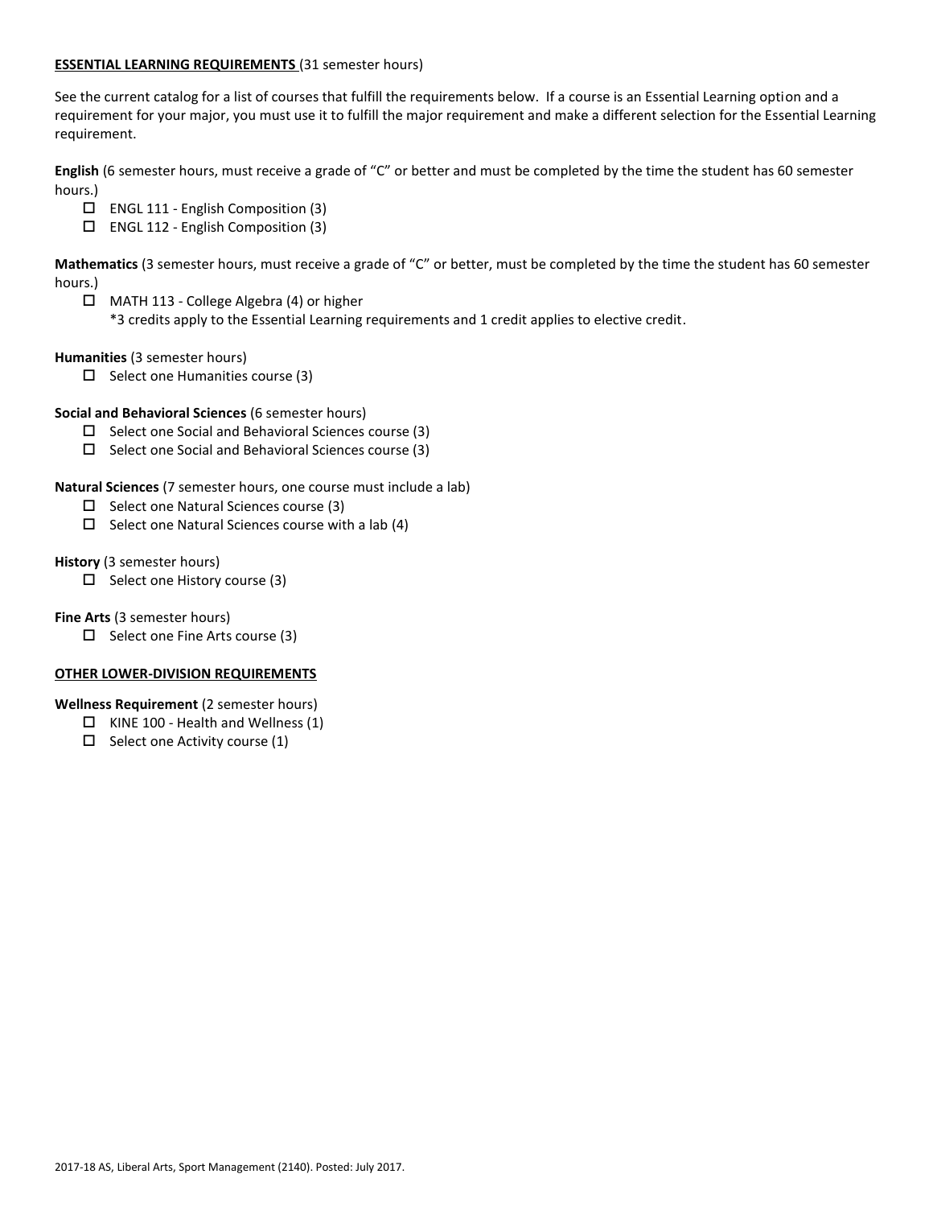## **ESSENTIAL LEARNING REQUIREMENTS** (31 semester hours)

See the current catalog for a list of courses that fulfill the requirements below. If a course is an Essential Learning option and a requirement for your major, you must use it to fulfill the major requirement and make a different selection for the Essential Learning requirement.

**English** (6 semester hours, must receive a grade of "C" or better and must be completed by the time the student has 60 semester hours.)

- ☐ ENGL 111 - English Composition (3)
- ☐ ENGL 112 - English Composition (3)

**Mathematics** (3 semester hours, must receive a grade of "C" or better, must be completed by the time the student has 60 semester hours.)

- ☐ MATH 113 - College Algebra (4) or higher
  *3 credits apply to the Essential Learning requirements and 1 credit applies to elective credit.

**Humanities** (3 semester hours)

- ☐ Select one Humanities course (3)

**Social and Behavioral Sciences** (6 semester hours)

- ☐ Select one Social and Behavioral Sciences course (3)
- ☐ Select one Social and Behavioral Sciences course (3)

**Natural Sciences** (7 semester hours, one course must include a lab)

- ☐ Select one Natural Sciences course (3)
- ☐ Select one Natural Sciences course with a lab (4)

**History** (3 semester hours)

- ☐ Select one History course (3)

**Fine Arts** (3 semester hours)

- ☐ Select one Fine Arts course (3)

## **OTHER LOWER-DIVISION REQUIREMENTS**

**Wellness Requirement** (2 semester hours)

- ☐ KINE 100 - Health and Wellness (1)
- ☐ Select one Activity course (1)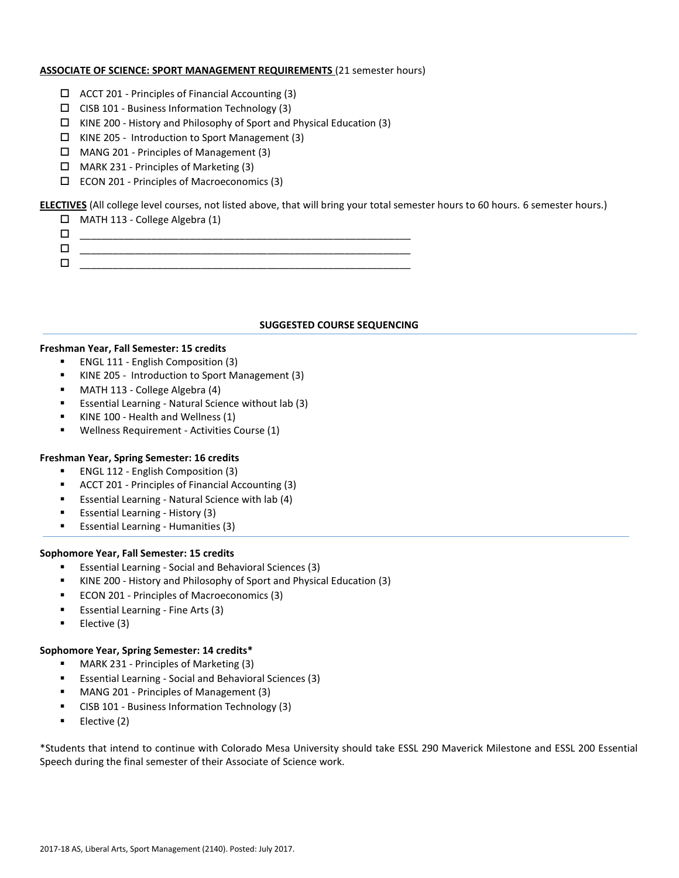**ASSOCIATE OF SCIENCE: SPORT MANAGEMENT REQUIREMENTS** (21 semester hours)

- ☐ ACCT 201 - Principles of Financial Accounting (3)
- ☐ CISB 101 - Business Information Technology (3)
- ☐ KINE 200 - History and Philosophy of Sport and Physical Education (3)
- ☐ KINE 205 - Introduction to Sport Management (3)
- ☐ MANG 201 - Principles of Management (3)
- ☐ MARK 231 - Principles of Marketing (3)
- ☐ ECON 201 - Principles of Macroeconomics (3)

**ELECTIVES** (All college level courses, not listed above, that will bring your total semester hours to 60 hours. 6 semester hours.)

- ☐ MATH 113 - College Algebra (1)
- ☐ ____________________________________________________________
- ☐ ____________________________________________________________
- ☐ ____________________________________________________________

**SUGGESTED COURSE SEQUENCING**

**Freshman Year, Fall Semester: 15 credits**

- ENGL 111 - English Composition (3)
- KINE 205 - Introduction to Sport Management (3)
- MATH 113 - College Algebra (4)
- Essential Learning - Natural Science without lab (3)
- KINE 100 - Health and Wellness (1)
- Wellness Requirement - Activities Course (1)

**Freshman Year, Spring Semester: 16 credits**

- ENGL 112 - English Composition (3)
- ACCT 201 - Principles of Financial Accounting (3)
- Essential Learning - Natural Science with lab (4)
- Essential Learning - History (3)
- Essential Learning - Humanities (3)

**Sophomore Year, Fall Semester: 15 credits**

- Essential Learning - Social and Behavioral Sciences (3)
- KINE 200 - History and Philosophy of Sport and Physical Education (3)
- ECON 201 - Principles of Macroeconomics (3)
- Essential Learning - Fine Arts (3)
- Elective (3)

**Sophomore Year, Spring Semester: 14 credits***

- MARK 231 - Principles of Marketing (3)
- Essential Learning - Social and Behavioral Sciences (3)
- MANG 201 - Principles of Management (3)
- CISB 101 - Business Information Technology (3)
- Elective (2)

*Students that intend to continue with Colorado Mesa University should take ESSL 290 Maverick Milestone and ESSL 200 Essential Speech during the final semester of their Associate of Science work.